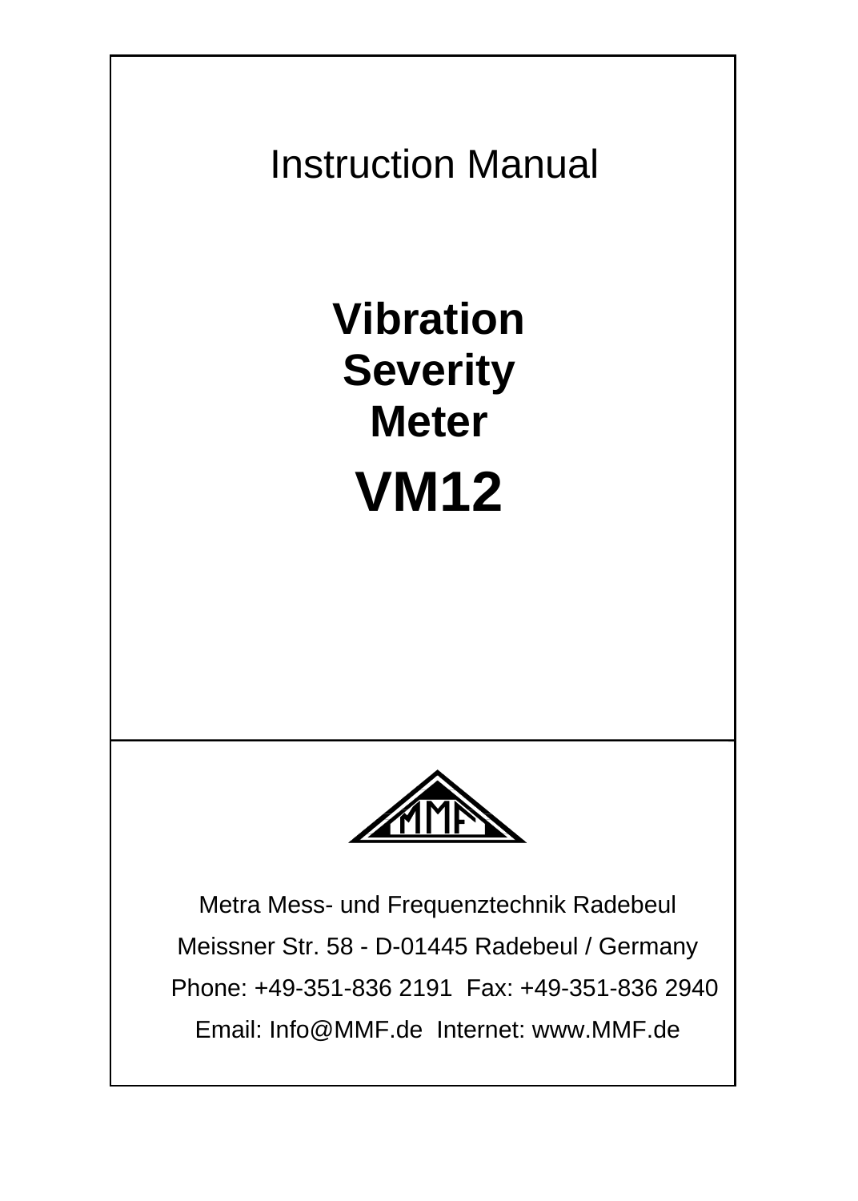Instruction Manual

# Vibration Severity Meter

# VM12

Metra Mess- und Frequenztechnik Radebeul

Meissner Str. 58 - D-01445 Radebeul / Germany

Phone: +49-351-836 2191 Fax: +49-351-836 2940

Email: Info@MMF.de Internet: www.MMF.de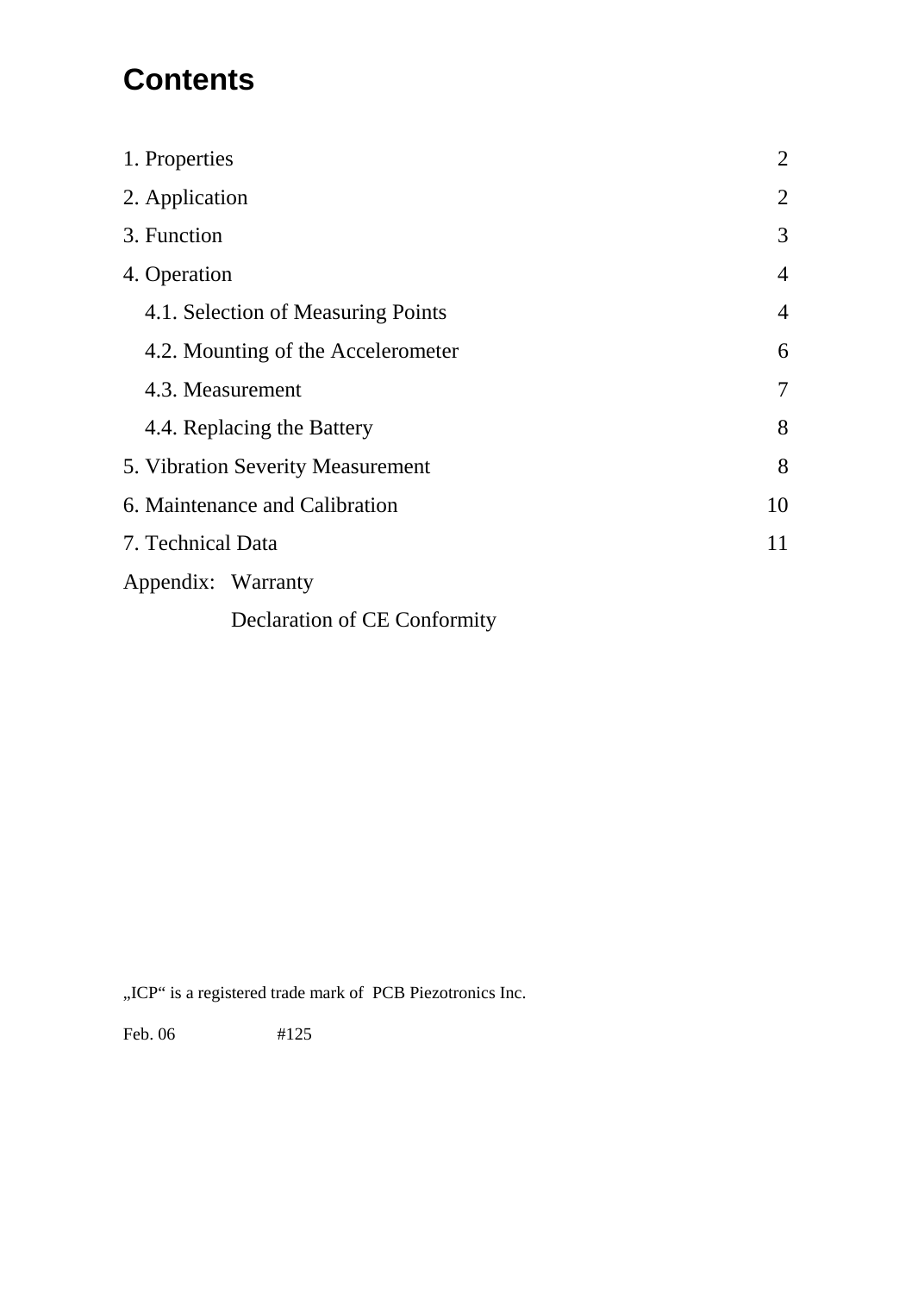# Contents

| | |
|---|---|
| 1. Properties | 2 |
| 2. Application | 2 |
| 3. Function | 3 |
| 4. Operation | 4 |
| 4.1. Selection of Measuring Points | 4 |
| 4.2. Mounting of the Accelerometer | 6 |
| 4.3. Measurement | 7 |
| 4.4. Replacing the Battery | 8 |
| 5. Vibration Severity Measurement | 8 |
| 6. Maintenance and Calibration | 10 |
| 7. Technical Data | 11 |
| Appendix: Warranty | |
| Declaration of CE Conformity | |

„ICP“ is a registered trade mark of PCB Piezotronics Inc.

Feb. 06 #125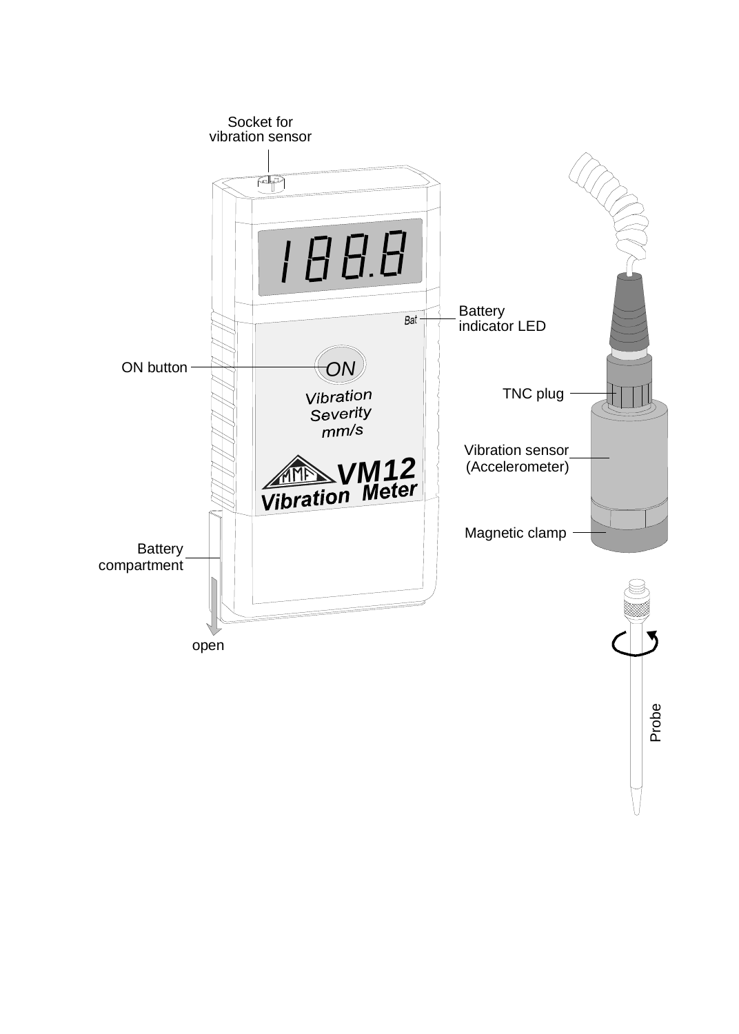Socket for vibration sensor

Battery indicator LED

ON button

TNC plug

Vibration sensor (Accelerometer)

Magnetic clamp

Battery compartment

open

Probe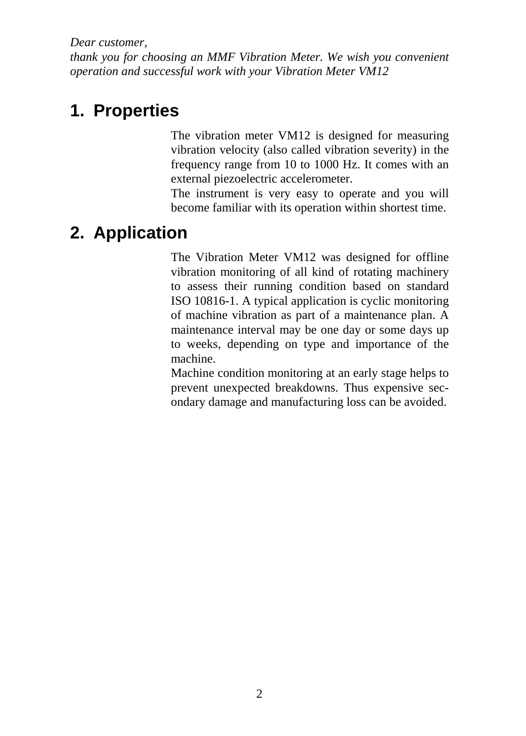*Dear customer,*
*thank you for choosing an MMF Vibration Meter. We wish you convenient operation and successful work with your Vibration Meter VM12*

# 1. Properties

The vibration meter VM12 is designed for measuring vibration velocity (also called vibration severity) in the frequency range from 10 to 1000 Hz. It comes with an external piezoelectric accelerometer.
The instrument is very easy to operate and you will become familiar with its operation within shortest time.

# 2. Application

The Vibration Meter VM12 was designed for offline vibration monitoring of all kind of rotating machinery to assess their running condition based on standard ISO 10816-1. A typical application is cyclic monitoring of machine vibration as part of a maintenance plan. A maintenance interval may be one day or some days up to weeks, depending on type and importance of the machine.
Machine condition monitoring at an early stage helps to prevent unexpected breakdowns. Thus expensive secondary damage and manufacturing loss can be avoided.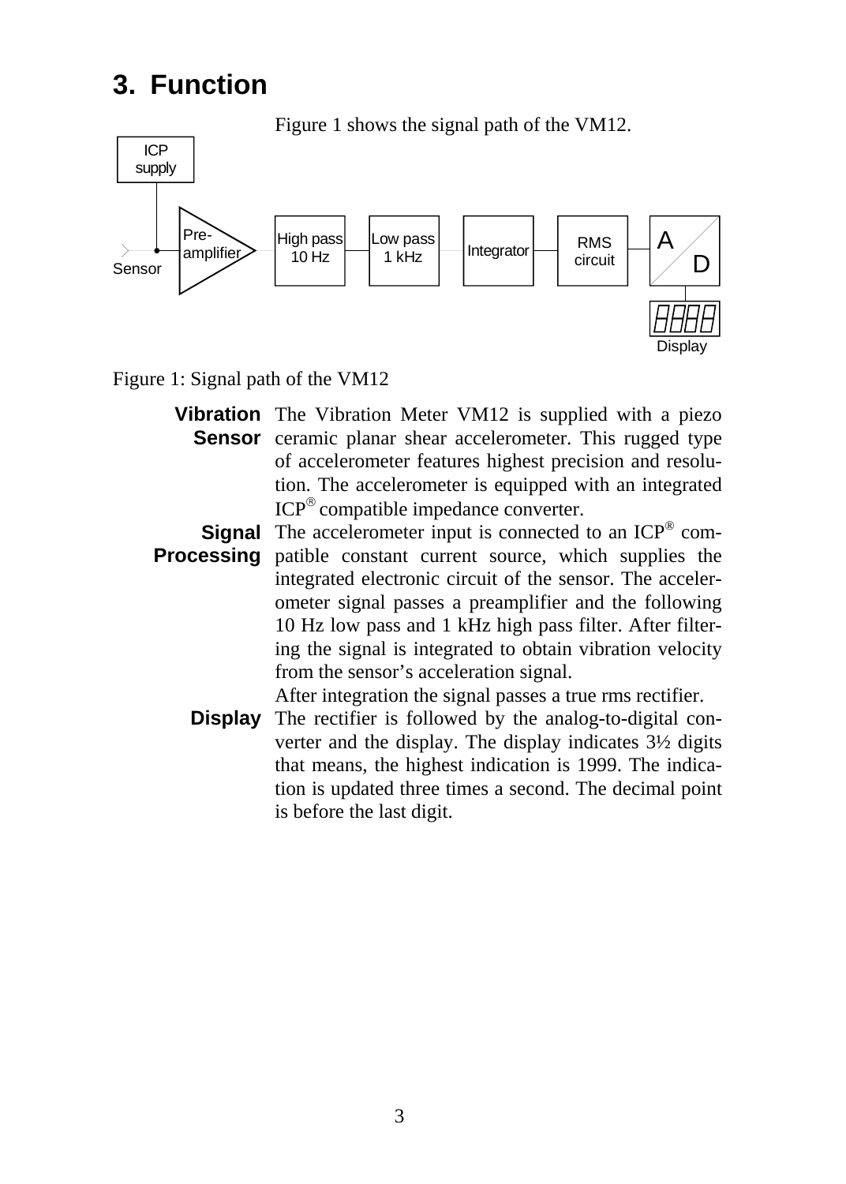# 3. Function

Figure 1 shows the signal path of the VM12.

Figure 1: Signal path of the VM12

**Vibration Sensor** The Vibration Meter VM12 is supplied with a piezo ceramic planar shear accelerometer. This rugged type of accelerometer features highest precision and resolution. The accelerometer is equipped with an integrated ICP® compatible impedance converter.

**Signal Processing** The accelerometer input is connected to an ICP® compatible constant current source, which supplies the integrated electronic circuit of the sensor. The accelerometer signal passes a preamplifier and the following 10 Hz low pass and 1 kHz high pass filter. After filtering the signal is integrated to obtain vibration velocity from the sensor's acceleration signal.
After integration the signal passes a true rms rectifier.

**Display** The rectifier is followed by the analog-to-digital converter and the display. The display indicates 3½ digits that means, the highest indication is 1999. The indication is updated three times a second. The decimal point is before the last digit.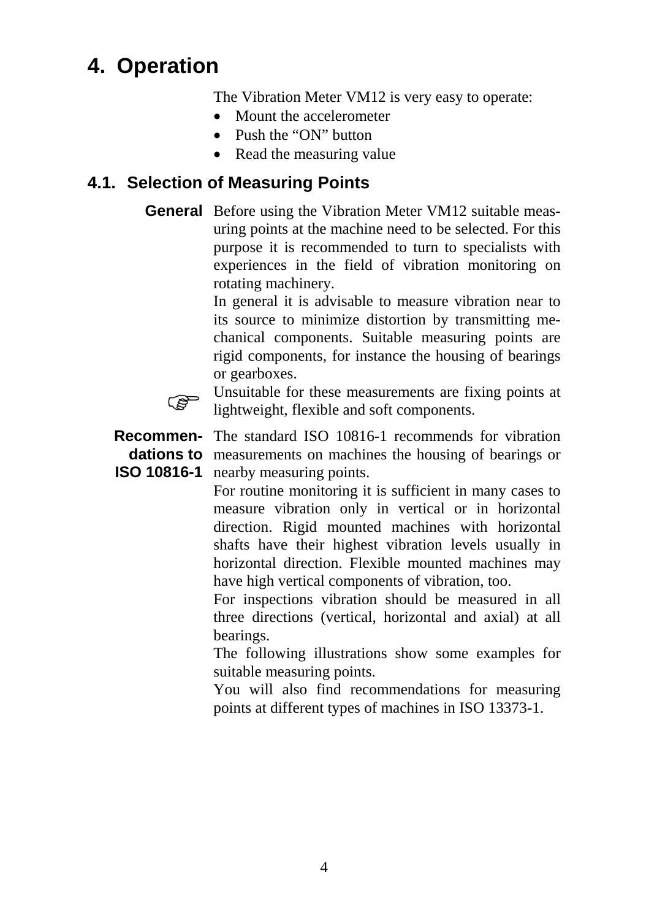# 4. Operation

The Vibration Meter VM12 is very easy to operate:

- Mount the accelerometer
- Push the "ON" button
- Read the measuring value

## 4.1. Selection of Measuring Points

**General**

Before using the Vibration Meter VM12 suitable measuring points at the machine need to be selected. For this purpose it is recommended to turn to specialists with experiences in the field of vibration monitoring on rotating machinery.

In general it is advisable to measure vibration near to its source to minimize distortion by transmitting mechanical components. Suitable measuring points are rigid components, for instance the housing of bearings or gearboxes.

☞ Unsuitable for these measurements are fixing points at lightweight, flexible and soft components.

**Recommendations to ISO 10816-1**

The standard ISO 10816-1 recommends for vibration measurements on machines the housing of bearings or nearby measuring points.

For routine monitoring it is sufficient in many cases to measure vibration only in vertical or in horizontal direction. Rigid mounted machines with horizontal shafts have their highest vibration levels usually in horizontal direction. Flexible mounted machines may have high vertical components of vibration, too.

For inspections vibration should be measured in all three directions (vertical, horizontal and axial) at all bearings.

The following illustrations show some examples for suitable measuring points.

You will also find recommendations for measuring points at different types of machines in ISO 13373-1.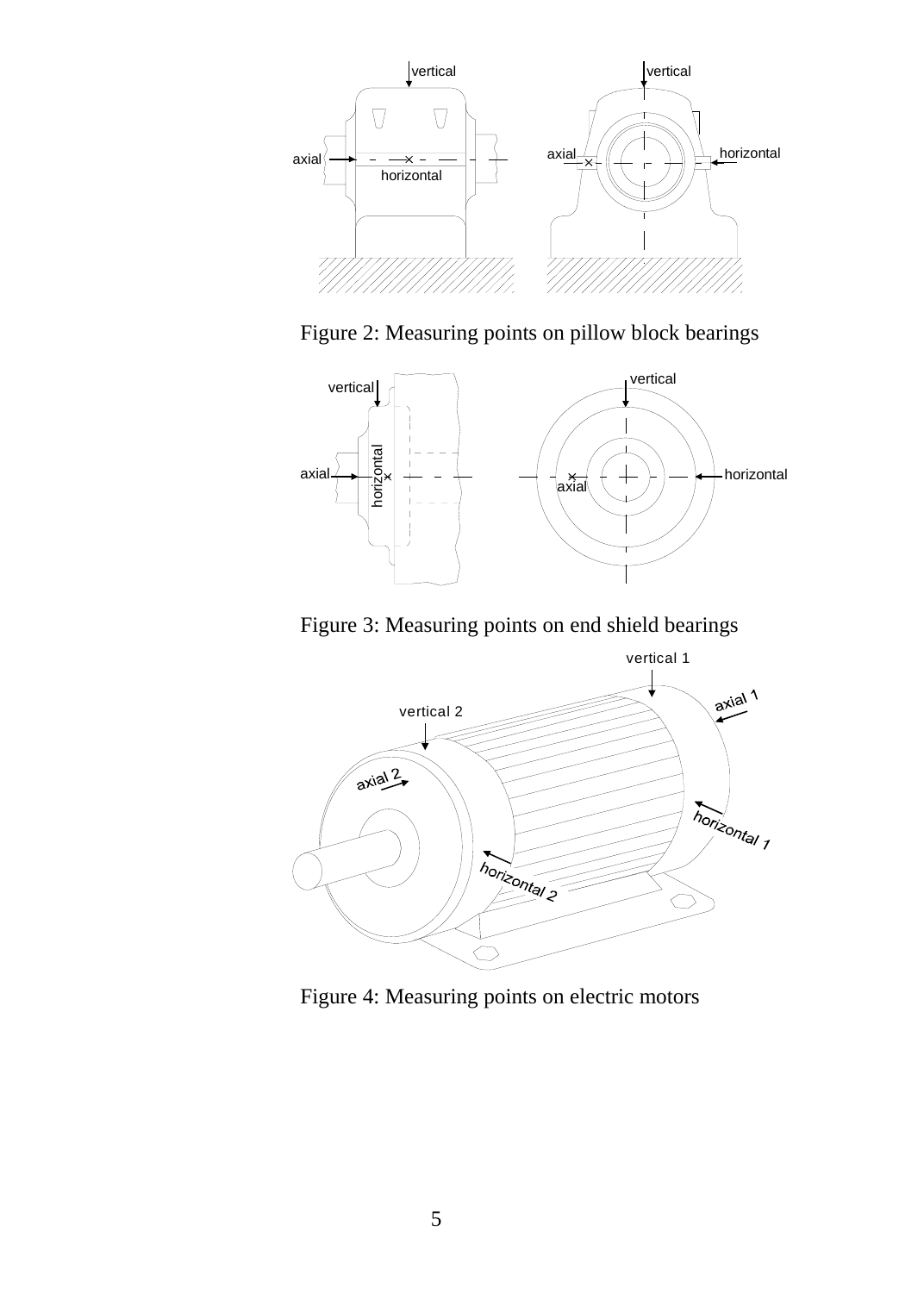Figure 2: Measuring points on pillow block bearings

Figure 3: Measuring points on end shield bearings

Figure 4: Measuring points on electric motors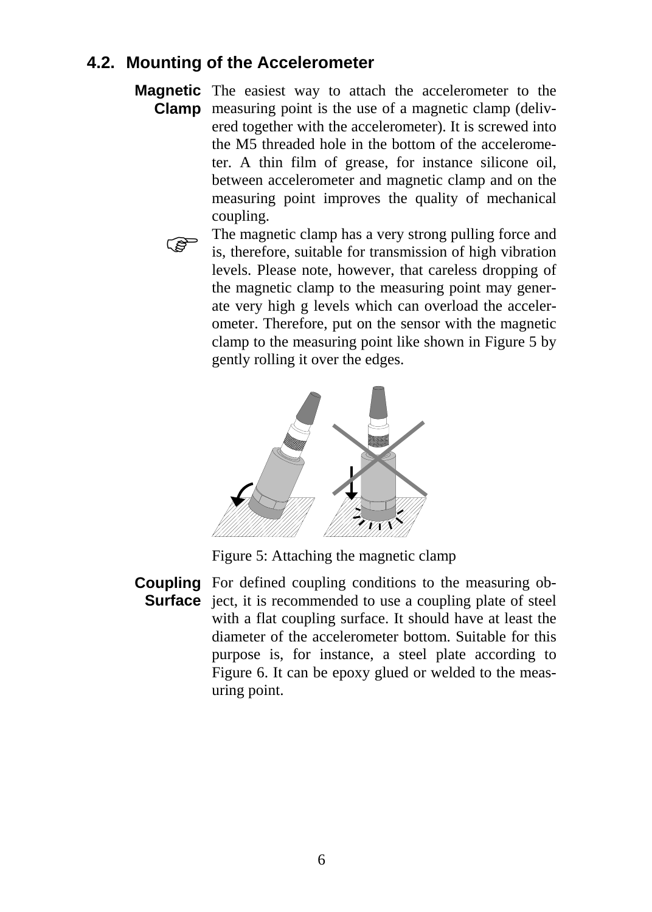## 4.2. Mounting of the Accelerometer

**Magnetic Clamp** The easiest way to attach the accelerometer to the measuring point is the use of a magnetic clamp (delivered together with the accelerometer). It is screwed into the M5 threaded hole in the bottom of the accelerometer. A thin film of grease, for instance silicone oil, between accelerometer and magnetic clamp and on the measuring point improves the quality of mechanical coupling.

☞ The magnetic clamp has a very strong pulling force and is, therefore, suitable for transmission of high vibration levels. Please note, however, that careless dropping of the magnetic clamp to the measuring point may generate very high g levels which can overload the accelerometer. Therefore, put on the sensor with the magnetic clamp to the measuring point like shown in Figure 5 by gently rolling it over the edges.

Figure 5: Attaching the magnetic clamp

**Coupling Surface** For defined coupling conditions to the measuring object, it is recommended to use a coupling plate of steel with a flat coupling surface. It should have at least the diameter of the accelerometer bottom. Suitable for this purpose is, for instance, a steel plate according to Figure 6. It can be epoxy glued or welded to the measuring point.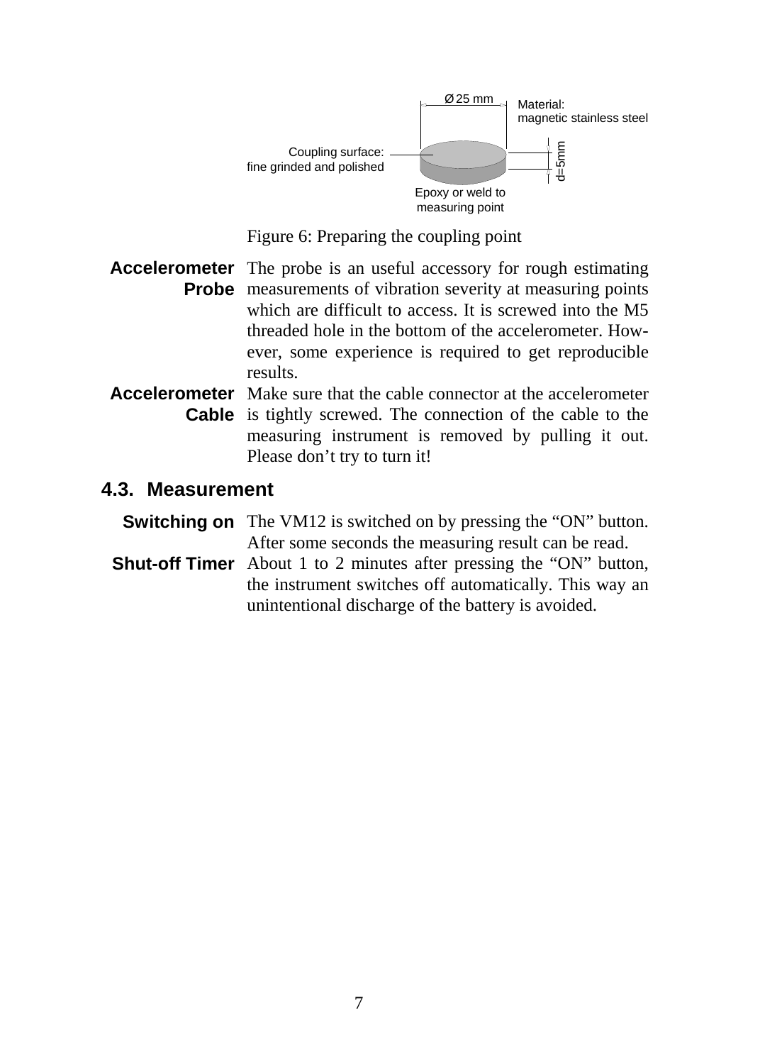Ø 25 mm

Material:
magnetic stainless steel

Coupling surface:
fine grinded and polished

d=5mm

Epoxy or weld to
measuring point

Figure 6: Preparing the coupling point

**Accelerometer Probe** The probe is an useful accessory for rough estimating measurements of vibration severity at measuring points which are difficult to access. It is screwed into the M5 threaded hole in the bottom of the accelerometer. However, some experience is required to get reproducible results.

**Accelerometer Cable** Make sure that the cable connector at the accelerometer is tightly screwed. The connection of the cable to the measuring instrument is removed by pulling it out. Please don't try to turn it!

## 4.3. Measurement

**Switching on** The VM12 is switched on by pressing the "ON" button. After some seconds the measuring result can be read.

**Shut-off Timer** About 1 to 2 minutes after pressing the "ON" button, the instrument switches off automatically. This way an unintentional discharge of the battery is avoided.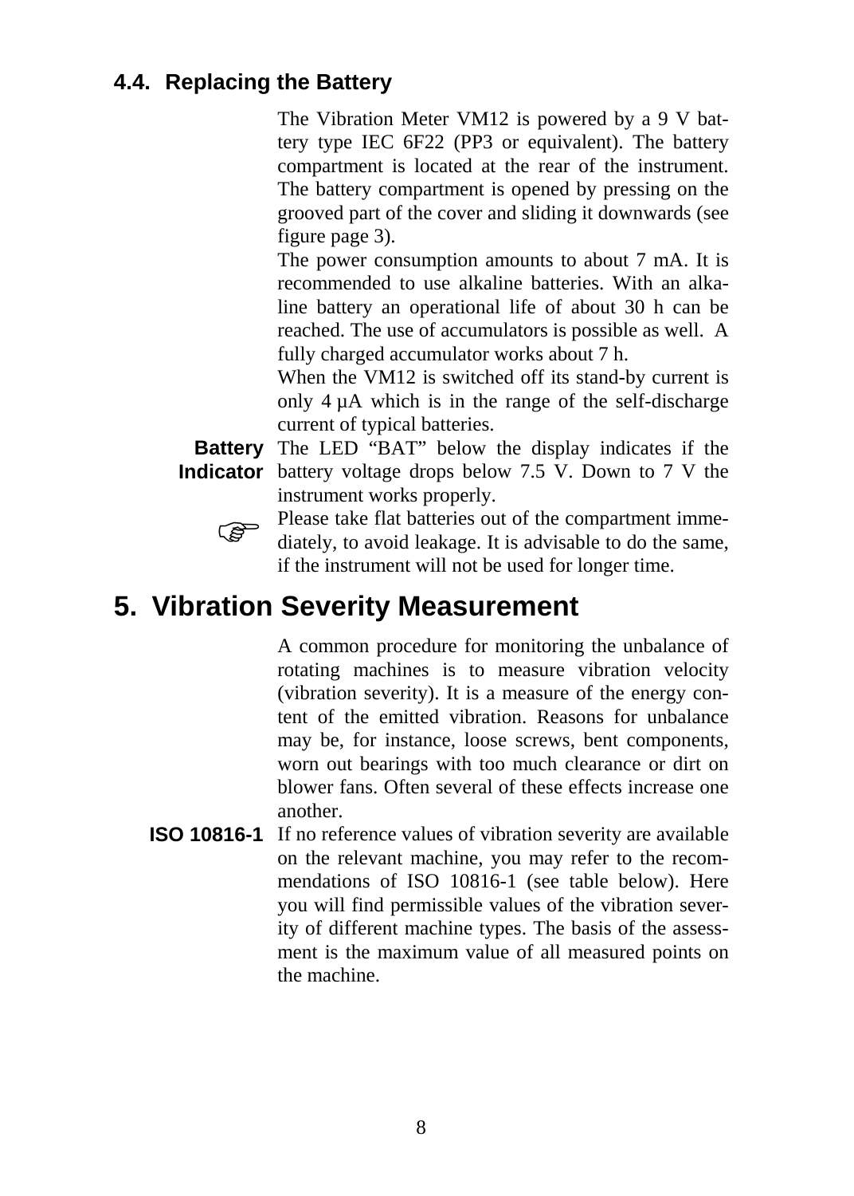### 4.4. Replacing the Battery

The Vibration Meter VM12 is powered by a 9 V battery type IEC 6F22 (PP3 or equivalent). The battery compartment is located at the rear of the instrument. The battery compartment is opened by pressing on the grooved part of the cover and sliding it downwards (see figure page 3).

The power consumption amounts to about 7 mA. It is recommended to use alkaline batteries. With an alkaline battery an operational life of about 30 h can be reached. The use of accumulators is possible as well. A fully charged accumulator works about 7 h.

When the VM12 is switched off its stand-by current is only 4 µA which is in the range of the self-discharge current of typical batteries.

**Battery Indicator** The LED “BAT” below the display indicates if the battery voltage drops below 7.5 V. Down to 7 V the instrument works properly.

☞ Please take flat batteries out of the compartment immediately, to avoid leakage. It is advisable to do the same, if the instrument will not be used for longer time.

# 5. Vibration Severity Measurement

A common procedure for monitoring the unbalance of rotating machines is to measure vibration velocity (vibration severity). It is a measure of the energy content of the emitted vibration. Reasons for unbalance may be, for instance, loose screws, bent components, worn out bearings with too much clearance or dirt on blower fans. Often several of these effects increase one another.

**ISO 10816-1** If no reference values of vibration severity are available on the relevant machine, you may refer to the recommendations of ISO 10816-1 (see table below). Here you will find permissible values of the vibration severity of different machine types. The basis of the assessment is the maximum value of all measured points on the machine.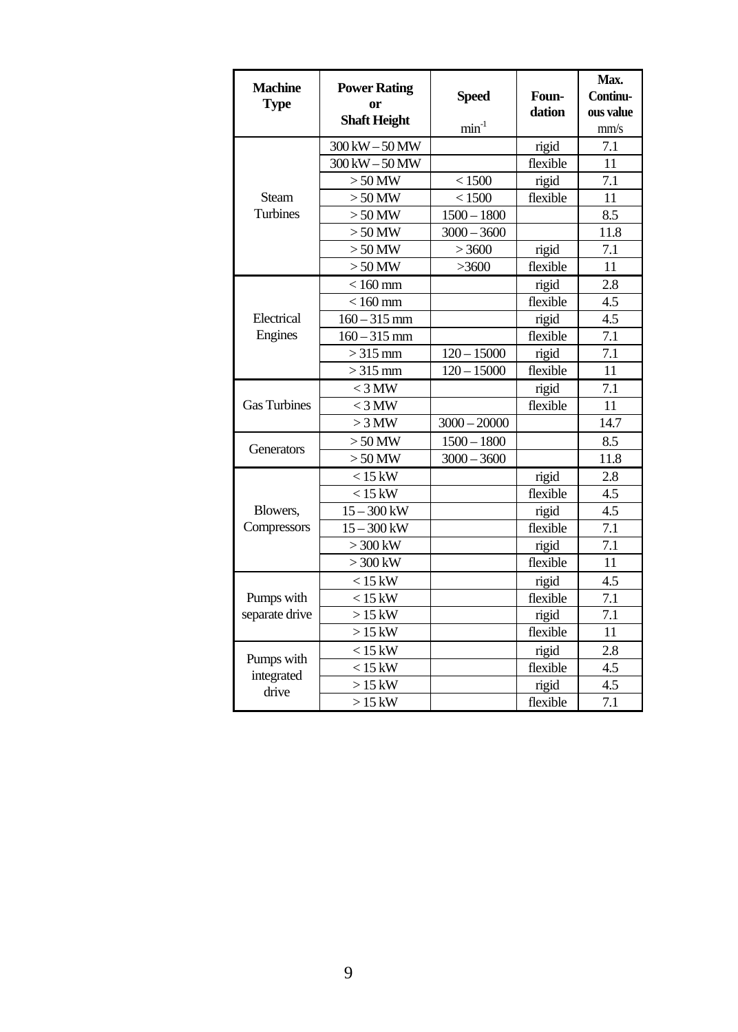| Machine Type | Power Rating or Shaft Height | Speed $min^{-1}$ | Foun-dation | Max. Continu-ous value mm/s |
|---|---|---|---|---|
| Steam Turbines | 300 kW – 50 MW | | rigid | 7.1 |
| | 300 kW – 50 MW | | flexible | 11 |
| | > 50 MW | < 1500 | rigid | 7.1 |
| | > 50 MW | < 1500 | flexible | 11 |
| | > 50 MW | 1500 – 1800 | | 8.5 |
| | > 50 MW | 3000 – 3600 | | 11.8 |
| | > 50 MW | > 3600 | rigid | 7.1 |
| | > 50 MW | >3600 | flexible | 11 |
| Electrical Engines | < 160 mm | | rigid | 2.8 |
| | < 160 mm | | flexible | 4.5 |
| | 160 – 315 mm | | rigid | 4.5 |
| | 160 – 315 mm | | flexible | 7.1 |
| | > 315 mm | 120 – 15000 | rigid | 7.1 |
| | > 315 mm | 120 – 15000 | flexible | 11 |
| Gas Turbines | < 3 MW | | rigid | 7.1 |
| | < 3 MW | | flexible | 11 |
| | > 3 MW | 3000 – 20000 | | 14.7 |
| Generators | > 50 MW | 1500 – 1800 | | 8.5 |
| | > 50 MW | 3000 – 3600 | | 11.8 |
| Blowers, Compressors | < 15 kW | | rigid | 2.8 |
| | < 15 kW | | flexible | 4.5 |
| | 15 – 300 kW | | rigid | 4.5 |
| | 15 – 300 kW | | flexible | 7.1 |
| | > 300 kW | | rigid | 7.1 |
| | > 300 kW | | flexible | 11 |
| Pumps with separate drive | < 15 kW | | rigid | 4.5 |
| | < 15 kW | | flexible | 7.1 |
| | > 15 kW | | rigid | 7.1 |
| | > 15 kW | | flexible | 11 |
| Pumps with integrated drive | < 15 kW | | rigid | 2.8 |
| | < 15 kW | | flexible | 4.5 |
| | > 15 kW | | rigid | 4.5 |
| | > 15 kW | | flexible | 7.1 |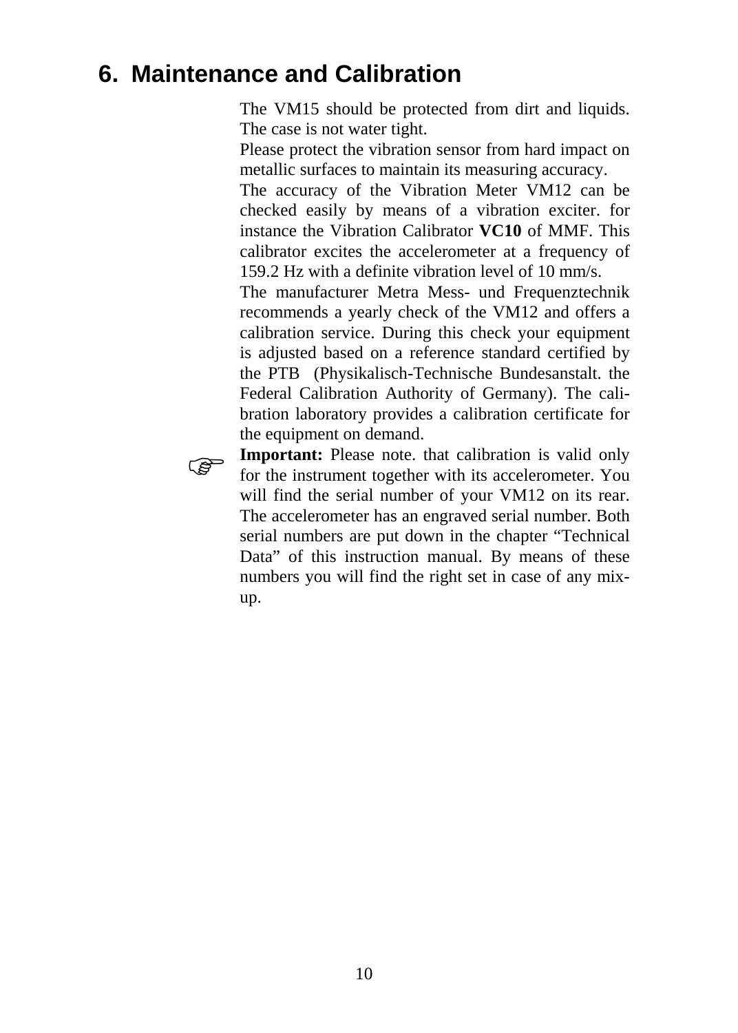## 6. Maintenance and Calibration

The VM15 should be protected from dirt and liquids. The case is not water tight.

Please protect the vibration sensor from hard impact on metallic surfaces to maintain its measuring accuracy.

The accuracy of the Vibration Meter VM12 can be checked easily by means of a vibration exciter. for instance the Vibration Calibrator **VC10** of MMF. This calibrator excites the accelerometer at a frequency of 159.2 Hz with a definite vibration level of 10 mm/s.

The manufacturer Metra Mess- und Frequenztechnik recommends a yearly check of the VM12 and offers a calibration service. During this check your equipment is adjusted based on a reference standard certified by the PTB (Physikalisch-Technische Bundesanstalt. the Federal Calibration Authority of Germany). The calibration laboratory provides a calibration certificate for the equipment on demand.

☞ **Important:** Please note. that calibration is valid only for the instrument together with its accelerometer. You will find the serial number of your VM12 on its rear. The accelerometer has an engraved serial number. Both serial numbers are put down in the chapter “Technical Data” of this instruction manual. By means of these numbers you will find the right set in case of any mix-up.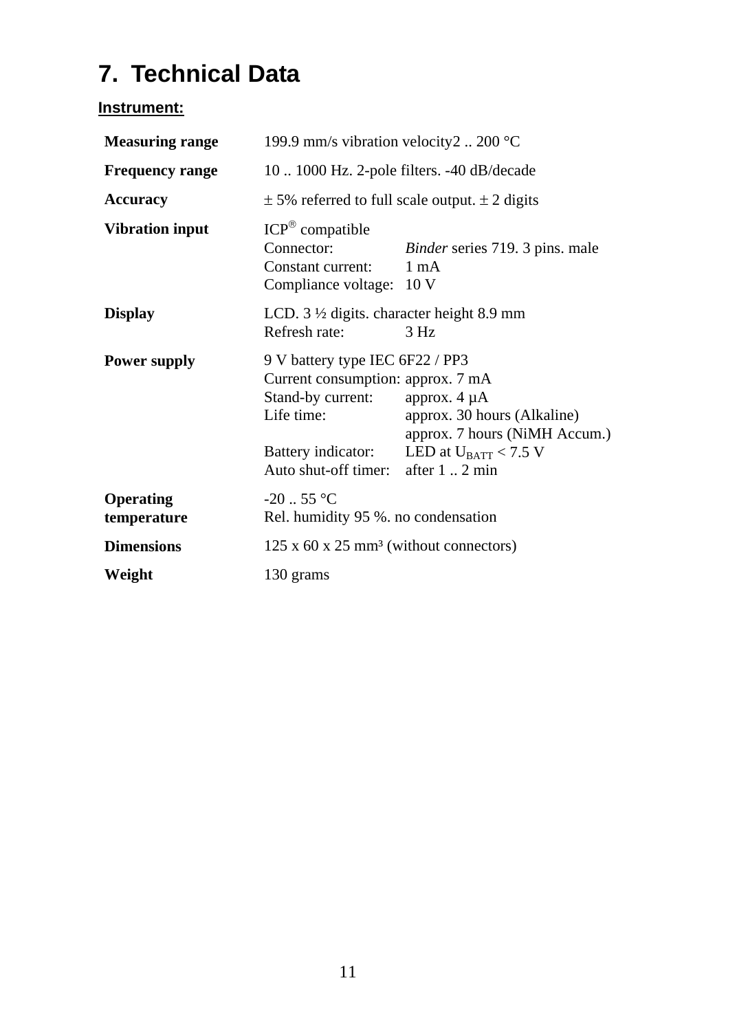# 7. Technical Data

**Instrument:**

| | |
|---|---|
| **Measuring range** | 199.9 mm/s vibration velocity2 .. 200 °C |
| **Frequency range** | 10 .. 1000 Hz. 2-pole filters. -40 dB/decade |
| **Accuracy** | ± 5% referred to full scale output. ± 2 digits |
| **Vibration input** | ICP® compatible<br>Connector: *Binder* series 719. 3 pins. male<br>Constant current: 1 mA<br>Compliance voltage: 10 V |
| **Display** | LCD. 3 ½ digits. character height 8.9 mm<br>Refresh rate: 3 Hz |
| **Power supply** | 9 V battery type IEC 6F22 / PP3<br>Current consumption: approx. 7 mA<br>Stand-by current: approx. 4 µA<br>Life time: approx. 30 hours (Alkaline)<br>approx. 7 hours (NiMH Accum.)<br>Battery indicator: LED at $U_{BATT}$ < 7.5 V<br>Auto shut-off timer: after 1 .. 2 min |
| **Operating temperature** | -20 .. 55 °C<br>Rel. humidity 95 %. no condensation |
| **Dimensions** | 125 x 60 x 25 mm³ (without connectors) |
| **Weight** | 130 grams |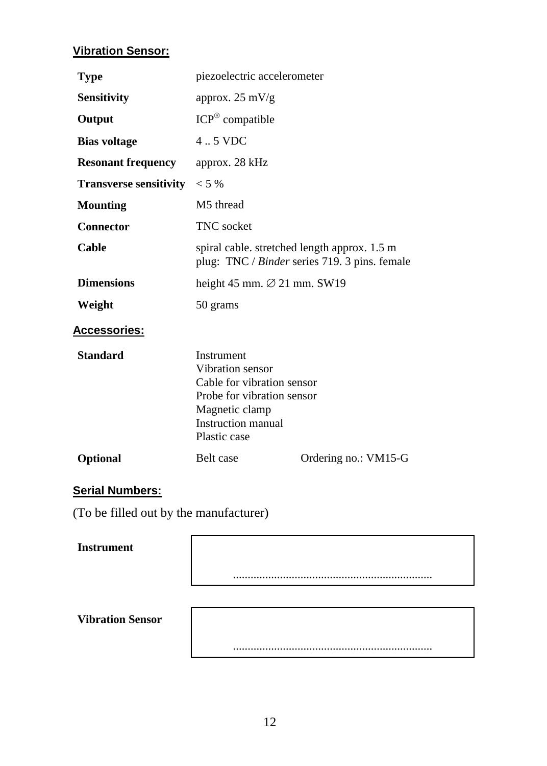## Vibration Sensor:

| | |
|---|---|
| **Type** | piezoelectric accelerometer |
| **Sensitivity** | approx. 25 mV/g |
| **Output** | ICP® compatible |
| **Bias voltage** | 4 .. 5 VDC |
| **Resonant frequency** | approx. 28 kHz |
| **Transverse sensitivity** | < 5 % |
| **Mounting** | M5 thread |
| **Connector** | TNC socket |
| **Cable** | spiral cable. stretched length approx. 1.5 m<br>plug: TNC / *Binder* series 719. 3 pins. female |
| **Dimensions** | height 45 mm. ∅ 21 mm. SW19 |
| **Weight** | 50 grams |

## Accessories:

| | | |
|---|---|---|
| **Standard** | Instrument<br>Vibration sensor<br>Cable for vibration sensor<br>Probe for vibration sensor<br>Magnetic clamp<br>Instruction manual<br>Plastic case | |
| **Optional** | Belt case | Ordering no.: VM15-G |

## Serial Numbers:

(To be filled out by the manufacturer)

**Instrument**

....................................................................

**Vibration Sensor**

....................................................................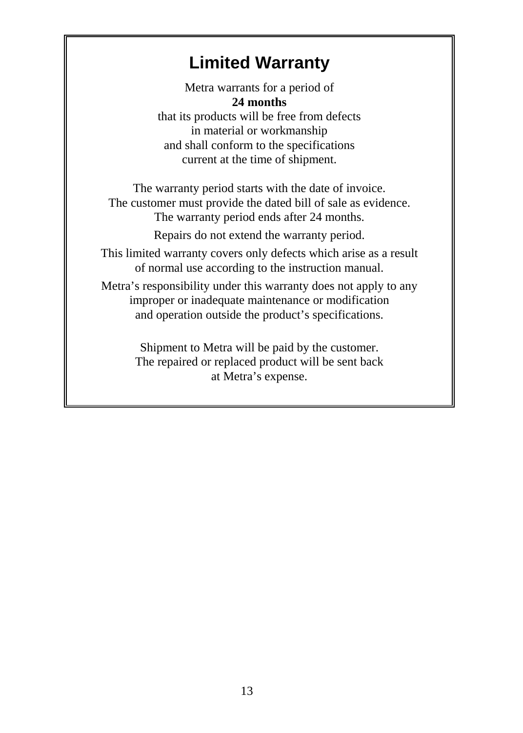# Limited Warranty

Metra warrants for a period of
**24 months**
that its products will be free from defects
in material or workmanship
and shall conform to the specifications
current at the time of shipment.

The warranty period starts with the date of invoice.
The customer must provide the dated bill of sale as evidence.
The warranty period ends after 24 months.

Repairs do not extend the warranty period.

This limited warranty covers only defects which arise as a result
of normal use according to the instruction manual.

Metra's responsibility under this warranty does not apply to any
improper or inadequate maintenance or modification
and operation outside the product's specifications.

Shipment to Metra will be paid by the customer.
The repaired or replaced product will be sent back
at Metra's expense.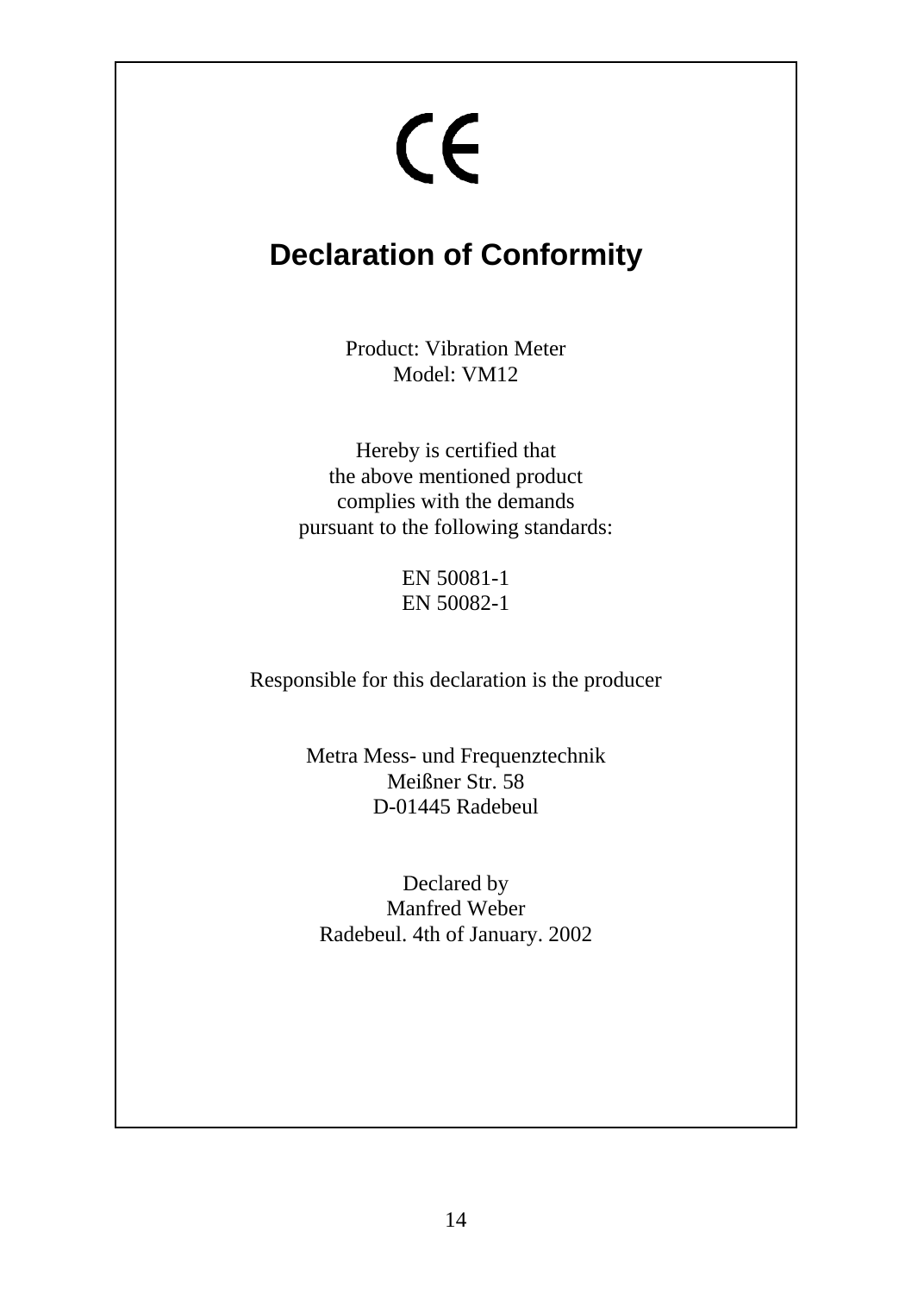CE

# Declaration of Conformity

Product: Vibration Meter
Model: VM12

Hereby is certified that
the above mentioned product
complies with the demands
pursuant to the following standards:

EN 50081-1
EN 50082-1

Responsible for this declaration is the producer

Metra Mess- und Frequenztechnik
Meißner Str. 58
D-01445 Radebeul

Declared by
Manfred Weber
Radebeul. 4th of January. 2002